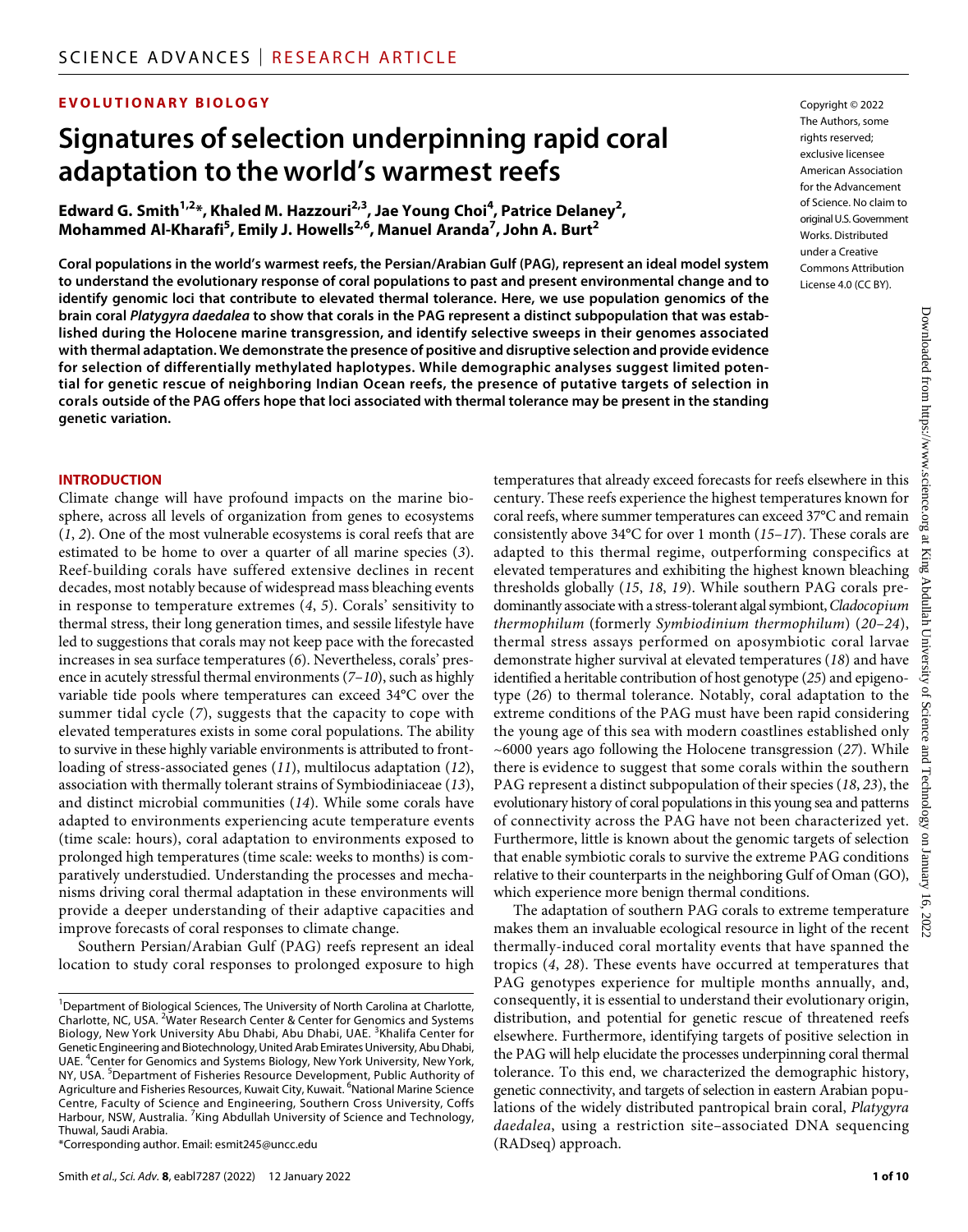EVOLUTIONARY BIOLOGY

# Signatures of selection underpinning rapid coral adaptation to the world's warmest reefs

**Edward G. Smith[1,2]*, Khaled M. Hazzouri[2,3], Jae Young Choi[4], Patrice Delaney[2], Mohammed Al-Kharafi[5], Emily J. Howells[2,6], Manuel Aranda[7], John A. Burt[2]**

Copyright © 2022 The Authors, some rights reserved; exclusive licensee American Association for the Advancement of Science. No claim to original U.S. Government Works. Distributed under a Creative Commons Attribution License 4.0 (CC BY).

**Coral populations in the world's warmest reefs, the Persian/Arabian Gulf (PAG), represent an ideal model system to understand the evolutionary response of coral populations to past and present environmental change and to identify genomic loci that contribute to elevated thermal tolerance. Here, we use population genomics of the brain coral *Platygyra daedalea* to show that corals in the PAG represent a distinct subpopulation that was established during the Holocene marine transgression, and identify selective sweeps in their genomes associated with thermal adaptation. We demonstrate the presence of positive and disruptive selection and provide evidence for selection of differentially methylated haplotypes. While demographic analyses suggest limited potential for genetic rescue of neighboring Indian Ocean reefs, the presence of putative targets of selection in corals outside of the PAG offers hope that loci associated with thermal tolerance may be present in the standing genetic variation.**

## INTRODUCTION

Climate change will have profound impacts on the marine biosphere, across all levels of organization from genes to ecosystems (*1*, *2*). One of the most vulnerable ecosystems is coral reefs that are estimated to be home to over a quarter of all marine species (*3*). Reef-building corals have suffered extensive declines in recent decades, most notably because of widespread mass bleaching events in response to temperature extremes (*4*, *5*). Corals' sensitivity to thermal stress, their long generation times, and sessile lifestyle have led to suggestions that corals may not keep pace with the forecasted increases in sea surface temperatures (*6*). Nevertheless, corals' presence in acutely stressful thermal environments (*7*–*10*), such as highly variable tide pools where temperatures can exceed 34°C over the summer tidal cycle (*7*), suggests that the capacity to cope with elevated temperatures exists in some coral populations. The ability to survive in these highly variable environments is attributed to front-loading of stress-associated genes (*11*), multilocus adaptation (*12*), association with thermally tolerant strains of Symbiodiniaceae (*13*), and distinct microbial communities (*14*). While some corals have adapted to environments experiencing acute temperature events (time scale: hours), coral adaptation to environments exposed to prolonged high temperatures (time scale: weeks to months) is comparatively understudied. Understanding the processes and mechanisms driving coral thermal adaptation in these environments will provide a deeper understanding of their adaptive capacities and improve forecasts of coral responses to climate change.

Southern Persian/Arabian Gulf (PAG) reefs represent an ideal location to study coral responses to prolonged exposure to high temperatures that already exceed forecasts for reefs elsewhere in this century. These reefs experience the highest temperatures known for coral reefs, where summer temperatures can exceed 37°C and remain consistently above 34°C for over 1 month (*15*–*17*). These corals are adapted to this thermal regime, outperforming conspecifics at elevated temperatures and exhibiting the highest known bleaching thresholds globally (*15*, *18*, *19*). While southern PAG corals predominantly associate with a stress-tolerant algal symbiont, *Cladocopium thermophilum* (formerly *Symbiodinium thermophilum*) (*20*–*24*), thermal stress assays performed on aposymbiotic coral larvae demonstrate higher survival at elevated temperatures (*18*) and have identified a heritable contribution of host genotype (*25*) and epigenotype (*26*) to thermal tolerance. Notably, coral adaptation to the extreme conditions of the PAG must have been rapid considering the young age of this sea with modern coastlines established only ~6000 years ago following the Holocene transgression (*27*). While there is evidence to suggest that some corals within the southern PAG represent a distinct subpopulation of their species (*18*, *23*), the evolutionary history of coral populations in this young sea and patterns of connectivity across the PAG have not been characterized yet. Furthermore, little is known about the genomic targets of selection that enable symbiotic corals to survive the extreme PAG conditions relative to their counterparts in the neighboring Gulf of Oman (GO), which experience more benign thermal conditions.

The adaptation of southern PAG corals to extreme temperature makes them an invaluable ecological resource in light of the recent thermally-induced coral mortality events that have spanned the tropics (*4*, *28*). These events have occurred at temperatures that PAG genotypes experience for multiple months annually, and, consequently, it is essential to understand their evolutionary origin, distribution, and potential for genetic rescue of threatened reefs elsewhere. Furthermore, identifying targets of positive selection in the PAG will help elucidate the processes underpinning coral thermal tolerance. To this end, we characterized the demographic history, genetic connectivity, and targets of selection in eastern Arabian populations of the widely distributed pantropical brain coral, *Platygyra daedalea*, using a restriction site–associated DNA sequencing (RADseq) approach.

[1]Department of Biological Sciences, The University of North Carolina at Charlotte, Charlotte, NC, USA. [2]Water Research Center & Center for Genomics and Systems Biology, New York University Abu Dhabi, Abu Dhabi, UAE. [3]Khalifa Center for Genetic Engineering and Biotechnology, United Arab Emirates University, Abu Dhabi, UAE. [4]Center for Genomics and Systems Biology, New York University, New York, NY, USA. [5]Department of Fisheries Resource Development, Public Authority of Agriculture and Fisheries Resources, Kuwait City, Kuwait. [6]National Marine Science Centre, Faculty of Science and Engineering, Southern Cross University, Coffs Harbour, NSW, Australia. [7]King Abdullah University of Science and Technology, Thuwal, Saudi Arabia.

*Corresponding author. Email: esmit245@uncc.edu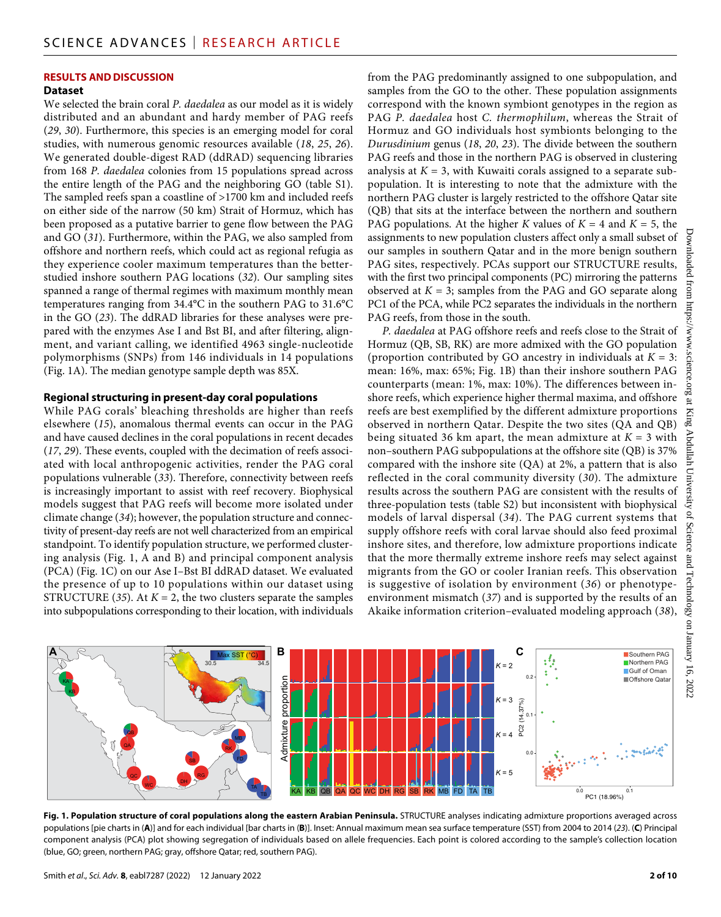## RESULTS AND DISCUSSION

### Dataset

We selected the brain coral *P. daedalea* as our model as it is widely distributed and an abundant and hardy member of PAG reefs (*29*, *30*). Furthermore, this species is an emerging model for coral studies, with numerous genomic resources available (*18*, *25*, *26*). We generated double-digest RAD (ddRAD) sequencing libraries from 168 *P. daedalea* colonies from 15 populations spread across the entire length of the PAG and the neighboring GO (table S1). The sampled reefs span a coastline of >1700 km and included reefs on either side of the narrow (50 km) Strait of Hormuz, which has been proposed as a putative barrier to gene flow between the PAG and GO (*31*). Furthermore, within the PAG, we also sampled from offshore and northern reefs, which could act as regional refugia as they experience cooler maximum temperatures than the better-studied inshore southern PAG locations (*32*). Our sampling sites spanned a range of thermal regimes with maximum monthly mean temperatures ranging from 34.4°C in the southern PAG to 31.6°C in the GO (*23*). The ddRAD libraries for these analyses were prepared with the enzymes Ase I and Bst BI, and after filtering, alignment, and variant calling, we identified 4963 single-nucleotide polymorphisms (SNPs) from 146 individuals in 14 populations (Fig. 1A). The median genotype sample depth was 85X.

### Regional structuring in present-day coral populations

While PAG corals' bleaching thresholds are higher than reefs elsewhere (*15*), anomalous thermal events can occur in the PAG and have caused declines in the coral populations in recent decades (*17*, *29*). These events, coupled with the decimation of reefs associated with local anthropogenic activities, render the PAG coral populations vulnerable (*33*). Therefore, connectivity between reefs is increasingly important to assist with reef recovery. Biophysical models suggest that PAG reefs will become more isolated under climate change (*34*); however, the population structure and connectivity of present-day reefs are not well characterized from an empirical standpoint. To identify population structure, we performed clustering analysis (Fig. 1, A and B) and principal component analysis (PCA) (Fig. 1C) on our Ase I–Bst BI ddRAD dataset. We evaluated the presence of up to 10 populations within our dataset using STRUCTURE (*35*). At $K = 2$, the two clusters separate the samples into subpopulations corresponding to their location, with individuals from the PAG predominantly assigned to one subpopulation, and samples from the GO to the other. These population assignments correspond with the known symbiont genotypes in the region as PAG *P. daedalea* host *C. thermophilum*, whereas the Strait of Hormuz and GO individuals host symbionts belonging to the *Durusdinium* genus (*18*, *20*, *23*). The divide between the southern PAG reefs and those in the northern PAG is observed in clustering analysis at $K = 3$, with Kuwaiti corals assigned to a separate subpopulation. It is interesting to note that the admixture with the northern PAG cluster is largely restricted to the offshore Qatar site (QB) that sits at the interface between the northern and southern PAG populations. At the higher $K$ values of $K = 4$ and $K = 5$, the assignments to new population clusters affect only a small subset of our samples in southern Qatar and in the more benign southern PAG sites, respectively. PCAs support our STRUCTURE results, with the first two principal components (PC) mirroring the patterns observed at $K = 3$; samples from the PAG and GO separate along PC1 of the PCA, while PC2 separates the individuals in the northern PAG reefs, from those in the south.

*P. daedalea* at PAG offshore reefs and reefs close to the Strait of Hormuz (QB, SB, RK) are more admixed with the GO population (proportion contributed by GO ancestry in individuals at $K = 3$: mean: 16%, max: 65%; Fig. 1B) than their inshore southern PAG counterparts (mean: 1%, max: 10%). The differences between inshore reefs, which experience higher thermal maxima, and offshore reefs are best exemplified by the different admixture proportions observed in northern Qatar. Despite the two sites (QA and QB) being situated 36 km apart, the mean admixture at $K = 3$ with non–southern PAG subpopulations at the offshore site (QB) is 37% compared with the inshore site (QA) at 2%, a pattern that is also reflected in the coral community diversity (*30*). The admixture results across the southern PAG are consistent with the results of three-population tests (table S2) but inconsistent with biophysical models of larval dispersal (*34*). The PAG current systems that supply offshore reefs with coral larvae should also feed proximal inshore sites, and therefore, low admixture proportions indicate that the more thermally extreme inshore reefs may select against migrants from the GO or cooler Iranian reefs. This observation is suggestive of isolation by environment (*36*) or phenotype-environment mismatch (*37*) and is supported by the results of an Akaike information criterion–evaluated modeling approach (*38*),

**Fig. 1. Population structure of coral populations along the eastern Arabian Peninsula.** STRUCTURE analyses indicating admixture proportions averaged across populations [pie charts in (**A**)] and for each individual [bar charts in (**B**)]. Inset: Annual maximum mean sea surface temperature (SST) from 2004 to 2014 (*23*). (**C**) Principal component analysis (PCA) plot showing segregation of individuals based on allele frequencies. Each point is colored according to the sample's collection location (blue, GO; green, northern PAG; gray, offshore Qatar; red, southern PAG).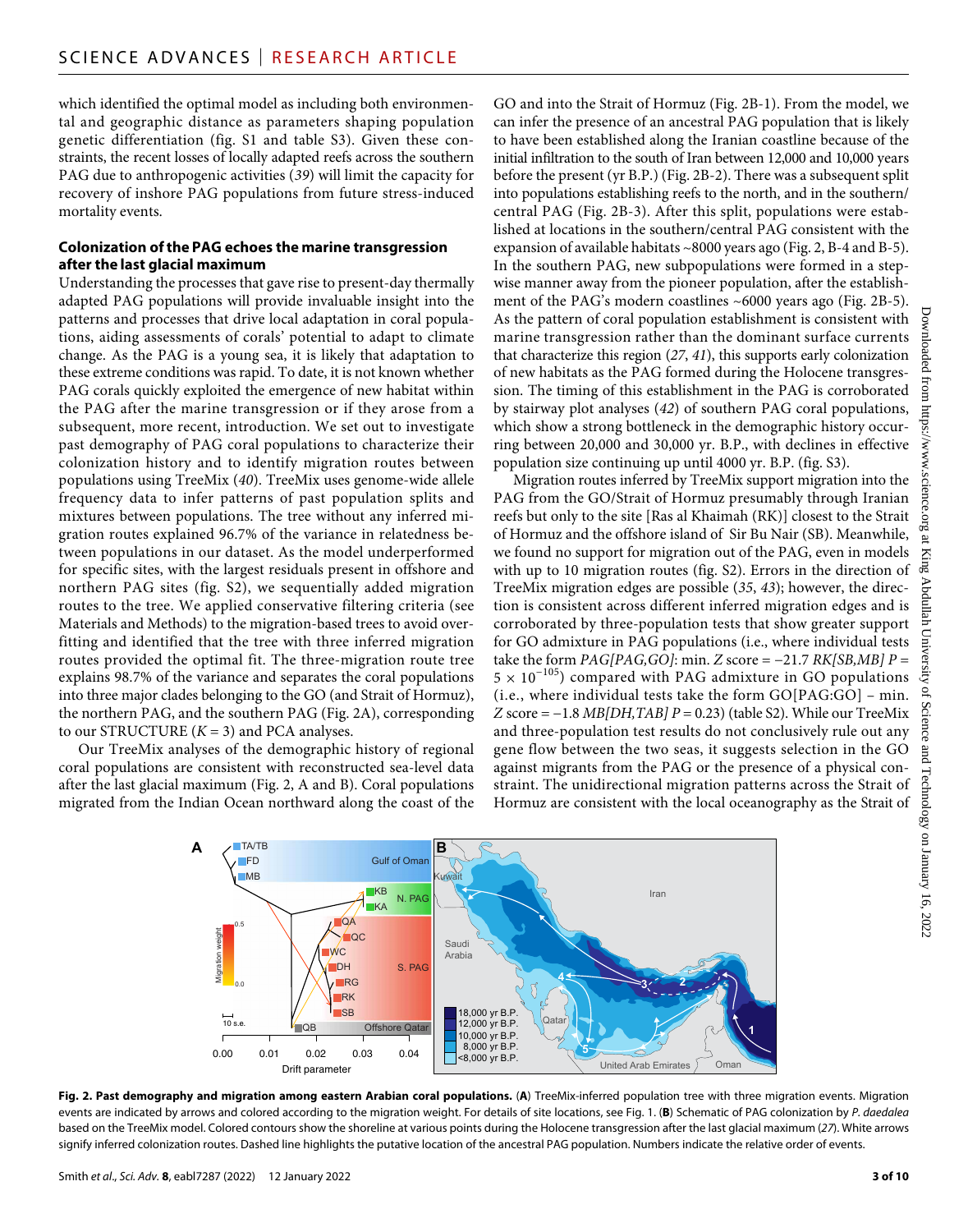which identified the optimal model as including both environmental and geographic distance as parameters shaping population genetic differentiation (fig. S1 and table S3). Given these constraints, the recent losses of locally adapted reefs across the southern PAG due to anthropogenic activities (*39*) will limit the capacity for recovery of inshore PAG populations from future stress-induced mortality events.

### Colonization of the PAG echoes the marine transgression after the last glacial maximum

Understanding the processes that gave rise to present-day thermally adapted PAG populations will provide invaluable insight into the patterns and processes that drive local adaptation in coral populations, aiding assessments of corals' potential to adapt to climate change. As the PAG is a young sea, it is likely that adaptation to these extreme conditions was rapid. To date, it is not known whether PAG corals quickly exploited the emergence of new habitat within the PAG after the marine transgression or if they arose from a subsequent, more recent, introduction. We set out to investigate past demography of PAG coral populations to characterize their colonization history and to identify migration routes between populations using TreeMix (*40*). TreeMix uses genome-wide allele frequency data to infer patterns of past population splits and mixtures between populations. The tree without any inferred migration routes explained 96.7% of the variance in relatedness between populations in our dataset. As the model underperformed for specific sites, with the largest residuals present in offshore and northern PAG sites (fig. S2), we sequentially added migration routes to the tree. We applied conservative filtering criteria (see Materials and Methods) to the migration-based trees to avoid overfitting and identified that the tree with three inferred migration routes provided the optimal fit. The three-migration route tree explains 98.7% of the variance and separates the coral populations into three major clades belonging to the GO (and Strait of Hormuz), the northern PAG, and the southern PAG (Fig. 2A), corresponding to our STRUCTURE ($K = 3$) and PCA analyses.

Our TreeMix analyses of the demographic history of regional coral populations are consistent with reconstructed sea-level data after the last glacial maximum (Fig. 2, A and B). Coral populations migrated from the Indian Ocean northward along the coast of the GO and into the Strait of Hormuz (Fig. 2B-1). From the model, we can infer the presence of an ancestral PAG population that is likely to have been established along the Iranian coastline because of the initial infiltration to the south of Iran between 12,000 and 10,000 years before the present (yr B.P.) (Fig. 2B-2). There was a subsequent split into populations establishing reefs to the north, and in the southern/central PAG (Fig. 2B-3). After this split, populations were established at locations in the southern/central PAG consistent with the expansion of available habitats ~8000 years ago (Fig. 2, B-4 and B-5). In the southern PAG, new subpopulations were formed in a stepwise manner away from the pioneer population, after the establishment of the PAG's modern coastlines ~6000 years ago (Fig. 2B-5). As the pattern of coral population establishment is consistent with marine transgression rather than the dominant surface currents that characterize this region (*27*, *41*), this supports early colonization of new habitats as the PAG formed during the Holocene transgression. The timing of this establishment in the PAG is corroborated by stairway plot analyses (*42*) of southern PAG coral populations, which show a strong bottleneck in the demographic history occurring between 20,000 and 30,000 yr. B.P., with declines in effective population size continuing up until 4000 yr. B.P. (fig. S3).

Migration routes inferred by TreeMix support migration into the PAG from the GO/Strait of Hormuz presumably through Iranian reefs but only to the site [Ras al Khaimah (RK)] closest to the Strait of Hormuz and the offshore island of Sir Bu Nair (SB). Meanwhile, we found no support for migration out of the PAG, even in models with up to 10 migration routes (fig. S2). Errors in the direction of TreeMix migration edges are possible (*35*, *43*); however, the direction is consistent across different inferred migration edges and is corroborated by three-population tests that show greater support for GO admixture in PAG populations (i.e., where individual tests take the form *PAG[PAG,GO]*: min. $Z$ score = −21.7 *RK[SB,MB]* $P = 5 \times 10^{-105}$) compared with PAG admixture in GO populations (i.e., where individual tests take the form GO[PAG:GO] – min. $Z$ score = −1.8 *MB[DH,TAB]* $P = 0.23$) (table S2). While our TreeMix and three-population test results do not conclusively rule out any gene flow between the two seas, it suggests selection in the GO against migrants from the PAG or the presence of a physical constraint. The unidirectional migration patterns across the Strait of Hormuz are consistent with the local oceanography as the Strait of

**Fig. 2. Past demography and migration among eastern Arabian coral populations.** (**A**) TreeMix-inferred population tree with three migration events. Migration events are indicated by arrows and colored according to the migration weight. For details of site locations, see Fig. 1. (**B**) Schematic of PAG colonization by *P. daedalea* based on the TreeMix model. Colored contours show the shoreline at various points during the Holocene transgression after the last glacial maximum (*27*). White arrows signify inferred colonization routes. Dashed line highlights the putative location of the ancestral PAG population. Numbers indicate the relative order of events.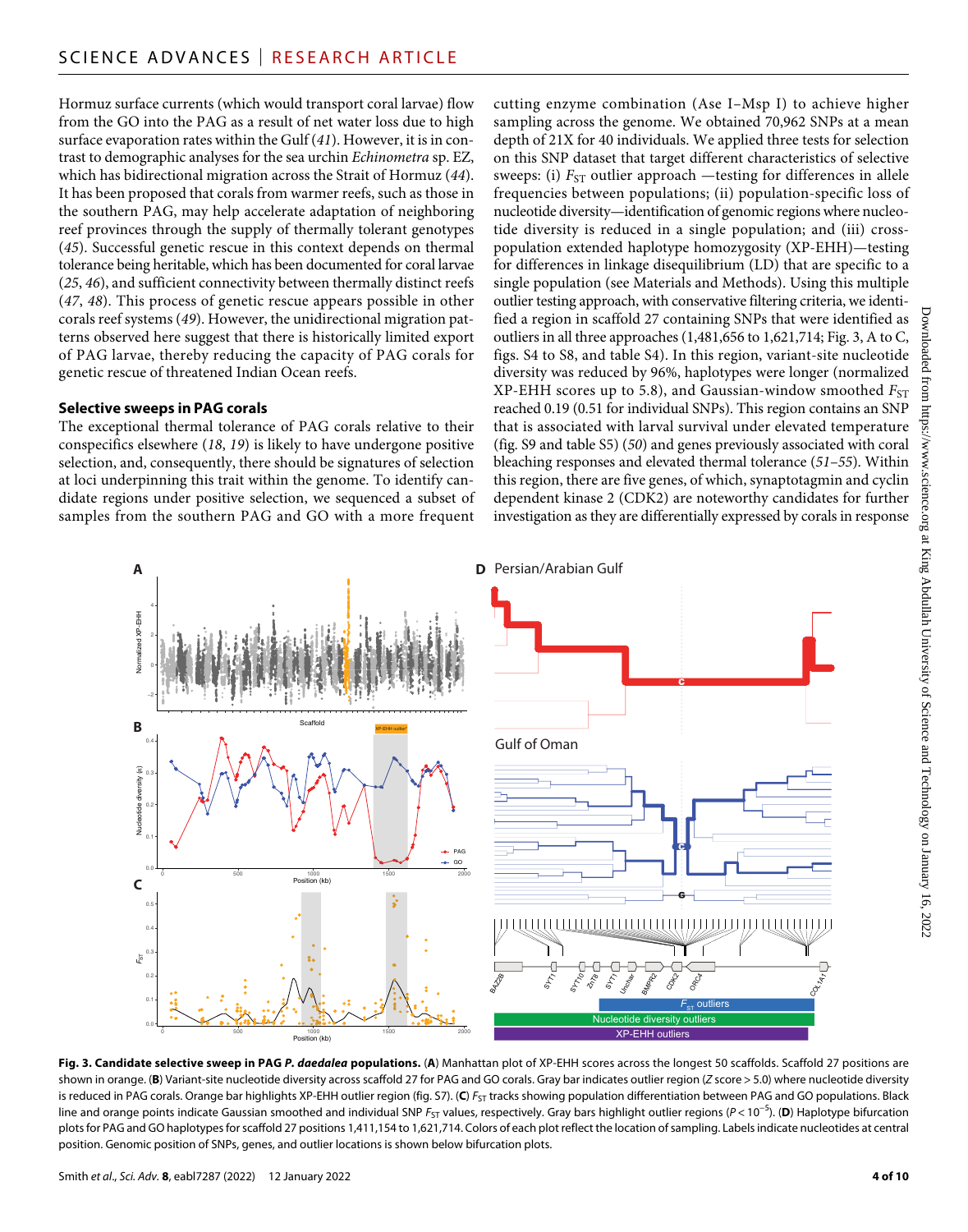Hormuz surface currents (which would transport coral larvae) flow from the GO into the PAG as a result of net water loss due to high surface evaporation rates within the Gulf (*41*). However, it is in contrast to demographic analyses for the sea urchin *Echinometra* sp. EZ, which has bidirectional migration across the Strait of Hormuz (*44*). It has been proposed that corals from warmer reefs, such as those in the southern PAG, may help accelerate adaptation of neighboring reef provinces through the supply of thermally tolerant genotypes (*45*). Successful genetic rescue in this context depends on thermal tolerance being heritable, which has been documented for coral larvae (*25*, *46*), and sufficient connectivity between thermally distinct reefs (*47*, *48*). This process of genetic rescue appears possible in other corals reef systems (*49*). However, the unidirectional migration patterns observed here suggest that there is historically limited export of PAG larvae, thereby reducing the capacity of PAG corals for genetic rescue of threatened Indian Ocean reefs.

### Selective sweeps in PAG corals

The exceptional thermal tolerance of PAG corals relative to their conspecifics elsewhere (*18*, *19*) is likely to have undergone positive selection, and, consequently, there should be signatures of selection at loci underpinning this trait within the genome. To identify candidate regions under positive selection, we sequenced a subset of samples from the southern PAG and GO with a more frequent cutting enzyme combination (Ase I–Msp I) to achieve higher sampling across the genome. We obtained 70,962 SNPs at a mean depth of 21X for 40 individuals. We applied three tests for selection on this SNP dataset that target different characteristics of selective sweeps: (i) $F_{ST}$ outlier approach —testing for differences in allele frequencies between populations; (ii) population-specific loss of nucleotide diversity—identification of genomic regions where nucleotide diversity is reduced in a single population; and (iii) cross-population extended haplotype homozygosity (XP-EHH)—testing for differences in linkage disequilibrium (LD) that are specific to a single population (see Materials and Methods). Using this multiple outlier testing approach, with conservative filtering criteria, we identified a region in scaffold 27 containing SNPs that were identified as outliers in all three approaches (1,481,656 to 1,621,714; Fig. 3, A to C, figs. S4 to S8, and table S4). In this region, variant-site nucleotide diversity was reduced by 96%, haplotypes were longer (normalized XP-EHH scores up to 5.8), and Gaussian-window smoothed $F_{ST}$ reached 0.19 (0.51 for individual SNPs). This region contains an SNP that is associated with larval survival under elevated temperature (fig. S9 and table S5) (*50*) and genes previously associated with coral bleaching responses and elevated thermal tolerance (*51*–*55*). Within this region, there are five genes, of which, synaptotagmin and cyclin dependent kinase 2 (CDK2) are noteworthy candidates for further investigation as they are differentially expressed by corals in response

**Fig. 3. Candidate selective sweep in PAG *P. daedalea* populations.** (**A**) Manhattan plot of XP-EHH scores across the longest 50 scaffolds. Scaffold 27 positions are shown in orange. (**B**) Variant-site nucleotide diversity across scaffold 27 for PAG and GO corals. Gray bar indicates outlier region (*Z* score > 5.0) where nucleotide diversity is reduced in PAG corals. Orange bar highlights XP-EHH outlier region (fig. S7). (**C**) $F_{ST}$ tracks showing population differentiation between PAG and GO populations. Black line and orange points indicate Gaussian smoothed and individual SNP $F_{ST}$ values, respectively. Gray bars highlight outlier regions ($P < 10^{-5}$). (**D**) Haplotype bifurcation plots for PAG and GO haplotypes for scaffold 27 positions 1,411,154 to 1,621,714. Colors of each plot reflect the location of sampling. Labels indicate nucleotides at central position. Genomic position of SNPs, genes, and outlier locations is shown below bifurcation plots.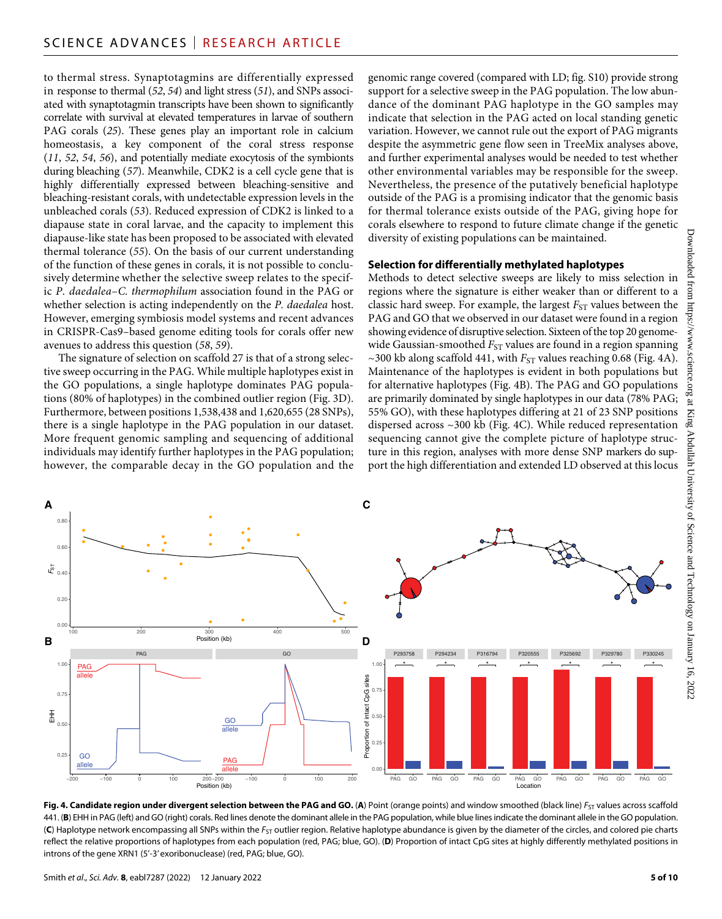to thermal stress. Synaptotagmins are differentially expressed in response to thermal (52, 54) and light stress (51), and SNPs associated with synaptotagmin transcripts have been shown to significantly correlate with survival at elevated temperatures in larvae of southern PAG corals (25). These genes play an important role in calcium homeostasis, a key component of the coral stress response (11, 52, 54, 56), and potentially mediate exocytosis of the symbionts during bleaching (57). Meanwhile, CDK2 is a cell cycle gene that is highly differentially expressed between bleaching-sensitive and bleaching-resistant corals, with undetectable expression levels in the unbleached corals (53). Reduced expression of CDK2 is linked to a diapause state in coral larvae, and the capacity to implement this diapause-like state has been proposed to be associated with elevated thermal tolerance (55). On the basis of our current understanding of the function of these genes in corals, it is not possible to conclusively determine whether the selective sweep relates to the specific *P. daedalea*–*C. thermophilum* association found in the PAG or whether selection is acting independently on the *P. daedalea* host. However, emerging symbiosis model systems and recent advances in CRISPR-Cas9–based genome editing tools for corals offer new avenues to address this question (58, 59).

The signature of selection on scaffold 27 is that of a strong selective sweep occurring in the PAG. While multiple haplotypes exist in the GO populations, a single haplotype dominates PAG populations (80% of haplotypes) in the combined outlier region (Fig. 3D). Furthermore, between positions 1,538,438 and 1,620,655 (28 SNPs), there is a single haplotype in the PAG population in our dataset. More frequent genomic sampling and sequencing of additional individuals may identify further haplotypes in the PAG population; however, the comparable decay in the GO population and the genomic range covered (compared with LD; fig. S10) provide strong support for a selective sweep in the PAG population. The low abundance of the dominant PAG haplotype in the GO samples may indicate that selection in the PAG acted on local standing genetic variation. However, we cannot rule out the export of PAG migrants despite the asymmetric gene flow seen in TreeMix analyses above, and further experimental analyses would be needed to test whether other environmental variables may be responsible for the sweep. Nevertheless, the presence of the putatively beneficial haplotype outside of the PAG is a promising indicator that the genomic basis for thermal tolerance exists outside of the PAG, giving hope for corals elsewhere to respond to future climate change if the genetic diversity of existing populations can be maintained.

### Selection for differentially methylated haplotypes

Methods to detect selective sweeps are likely to miss selection in regions where the signature is either weaker than or different to a classic hard sweep. For example, the largest $F_{ST}$ values between the PAG and GO that we observed in our dataset were found in a region showing evidence of disruptive selection. Sixteen of the top 20 genome-wide Gaussian-smoothed $F_{ST}$ values are found in a region spanning ~300 kb along scaffold 441, with $F_{ST}$ values reaching 0.68 (Fig. 4A). Maintenance of the haplotypes is evident in both populations but for alternative haplotypes (Fig. 4B). The PAG and GO populations are primarily dominated by single haplotypes in our data (78% PAG; 55% GO), with these haplotypes differing at 21 of 23 SNP positions dispersed across ~300 kb (Fig. 4C). While reduced representation sequencing cannot give the complete picture of haplotype structure in this region, analyses with more dense SNP markers do support the high differentiation and extended LD observed at this locus

**Fig. 4. Candidate region under divergent selection between the PAG and GO.** (**A**) Point (orange points) and window smoothed (black line) $F_{ST}$ values across scaffold 441. (**B**) EHH in PAG (left) and GO (right) corals. Red lines denote the dominant allele in the PAG population, while blue lines indicate the dominant allele in the GO population. (**C**) Haplotype network encompassing all SNPs within the $F_{ST}$ outlier region. Relative haplotype abundance is given by the diameter of the circles, and colored pie charts reflect the relative proportions of haplotypes from each population (red, PAG; blue, GO). (**D**) Proportion of intact CpG sites at highly differently methylated positions in introns of the gene XRN1 (5′-3′ exoribonuclease) (red, PAG; blue, GO).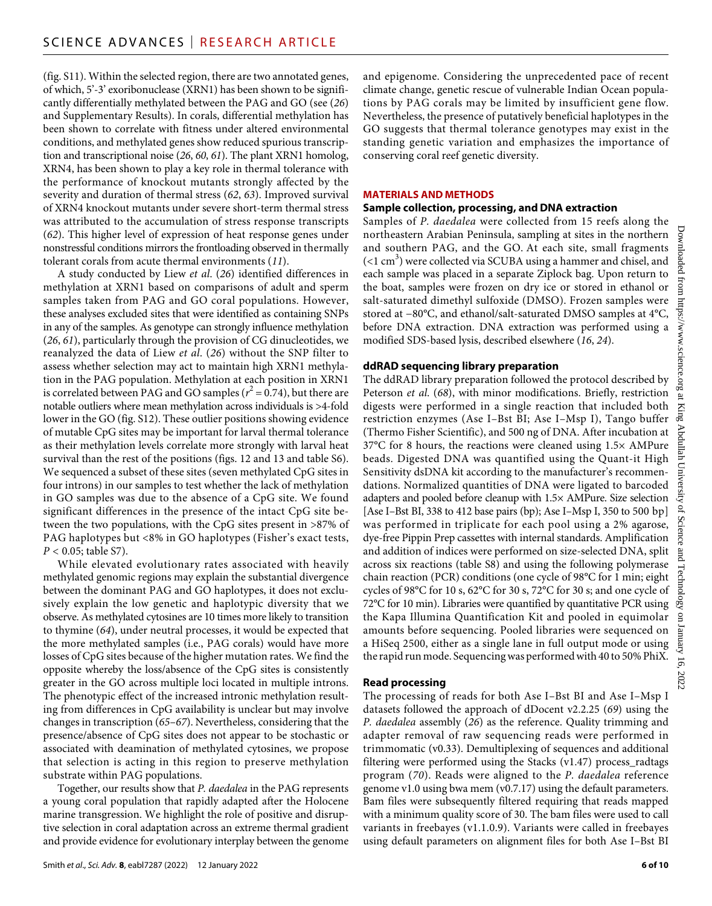(fig. S11). Within the selected region, there are two annotated genes, of which, 5'-3' exoribonuclease (XRN1) has been shown to be significantly differentially methylated between the PAG and GO (see (26) and Supplementary Results). In corals, differential methylation has been shown to correlate with fitness under altered environmental conditions, and methylated genes show reduced spurious transcription and transcriptional noise (26, 60, 61). The plant XRN1 homolog, XRN4, has been shown to play a key role in thermal tolerance with the performance of knockout mutants strongly affected by the severity and duration of thermal stress (62, 63). Improved survival of XRN4 knockout mutants under severe short-term thermal stress was attributed to the accumulation of stress response transcripts (62). This higher level of expression of heat response genes under nonstressful conditions mirrors the frontloading observed in thermally tolerant corals from acute thermal environments (11).

A study conducted by Liew *et al.* (26) identified differences in methylation at XRN1 based on comparisons of adult and sperm samples taken from PAG and GO coral populations. However, these analyses excluded sites that were identified as containing SNPs in any of the samples. As genotype can strongly influence methylation (26, 61), particularly through the provision of CG dinucleotides, we reanalyzed the data of Liew *et al.* (26) without the SNP filter to assess whether selection may act to maintain high XRN1 methylation in the PAG population. Methylation at each position in XRN1 is correlated between PAG and GO samples ($r^2 = 0.74$), but there are notable outliers where mean methylation across individuals is >4-fold lower in the GO (fig. S12). These outlier positions showing evidence of mutable CpG sites may be important for larval thermal tolerance as their methylation levels correlate more strongly with larval heat survival than the rest of the positions (figs. 12 and 13 and table S6). We sequenced a subset of these sites (seven methylated CpG sites in four introns) in our samples to test whether the lack of methylation in GO samples was due to the absence of a CpG site. We found significant differences in the presence of the intact CpG site between the two populations, with the CpG sites present in >87% of PAG haplotypes but <8% in GO haplotypes (Fisher's exact tests, $P < 0.05$; table S7).

While elevated evolutionary rates associated with heavily methylated genomic regions may explain the substantial divergence between the dominant PAG and GO haplotypes, it does not exclusively explain the low genetic and haplotypic diversity that we observe. As methylated cytosines are 10 times more likely to transition to thymine (64), under neutral processes, it would be expected that the more methylated samples (i.e., PAG corals) would have more losses of CpG sites because of the higher mutation rates. We find the opposite whereby the loss/absence of the CpG sites is consistently greater in the GO across multiple loci located in multiple introns. The phenotypic effect of the increased intronic methylation resulting from differences in CpG availability is unclear but may involve changes in transcription (65–67). Nevertheless, considering that the presence/absence of CpG sites does not appear to be stochastic or associated with deamination of methylated cytosines, we propose that selection is acting in this region to preserve methylation substrate within PAG populations.

Together, our results show that *P. daedalea* in the PAG represents a young coral population that rapidly adapted after the Holocene marine transgression. We highlight the role of positive and disruptive selection in coral adaptation across an extreme thermal gradient and provide evidence for evolutionary interplay between the genome and epigenome. Considering the unprecedented pace of recent climate change, genetic rescue of vulnerable Indian Ocean populations by PAG corals may be limited by insufficient gene flow. Nevertheless, the presence of putatively beneficial haplotypes in the GO suggests that thermal tolerance genotypes may exist in the standing genetic variation and emphasizes the importance of conserving coral reef genetic diversity.

## MATERIALS AND METHODS

### Sample collection, processing, and DNA extraction

Samples of *P. daedalea* were collected from 15 reefs along the northeastern Arabian Peninsula, sampling at sites in the northern and southern PAG, and the GO. At each site, small fragments (<1 $cm^3$) were collected via SCUBA using a hammer and chisel, and each sample was placed in a separate Ziplock bag. Upon return to the boat, samples were frozen on dry ice or stored in ethanol or salt-saturated dimethyl sulfoxide (DMSO). Frozen samples were stored at −80°C, and ethanol/salt-saturated DMSO samples at 4°C, before DNA extraction. DNA extraction was performed using a modified SDS-based lysis, described elsewhere (16, 24).

### ddRAD sequencing library preparation

The ddRAD library preparation followed the protocol described by Peterson *et al.* (68), with minor modifications. Briefly, restriction digests were performed in a single reaction that included both restriction enzymes (Ase I–Bst BI; Ase I–Msp I), Tango buffer (Thermo Fisher Scientific), and 500 ng of DNA. After incubation at 37°C for 8 hours, the reactions were cleaned using 1.5× AMPure beads. Digested DNA was quantified using the Quant-it High Sensitivity dsDNA kit according to the manufacturer's recommendations. Normalized quantities of DNA were ligated to barcoded adapters and pooled before cleanup with 1.5× AMPure. Size selection [Ase I–Bst BI, 338 to 412 base pairs (bp); Ase I–Msp I, 350 to 500 bp] was performed in triplicate for each pool using a 2% agarose, dye-free Pippin Prep cassettes with internal standards. Amplification and addition of indices were performed on size-selected DNA, split across six reactions (table S8) and using the following polymerase chain reaction (PCR) conditions (one cycle of 98°C for 1 min; eight cycles of 98°C for 10 s, 62°C for 30 s, 72°C for 30 s; and one cycle of 72°C for 10 min). Libraries were quantified by quantitative PCR using the Kapa Illumina Quantification Kit and pooled in equimolar amounts before sequencing. Pooled libraries were sequenced on a HiSeq 2500, either as a single lane in full output mode or using the rapid run mode. Sequencing was performed with 40 to 50% PhiX.

### Read processing

The processing of reads for both Ase I–Bst BI and Ase I–Msp I datasets followed the approach of dDocent v2.2.25 (69) using the *P. daedalea* assembly (26) as the reference. Quality trimming and adapter removal of raw sequencing reads were performed in trimmomatic (v0.33). Demultiplexing of sequences and additional filtering were performed using the Stacks (v1.47) process_radtags program (70). Reads were aligned to the *P. daedalea* reference genome v1.0 using bwa mem (v0.7.17) using the default parameters. Bam files were subsequently filtered requiring that reads mapped with a minimum quality score of 30. The bam files were used to call variants in freebayes (v1.1.0.9). Variants were called in freebayes using default parameters on alignment files for both Ase I–Bst BI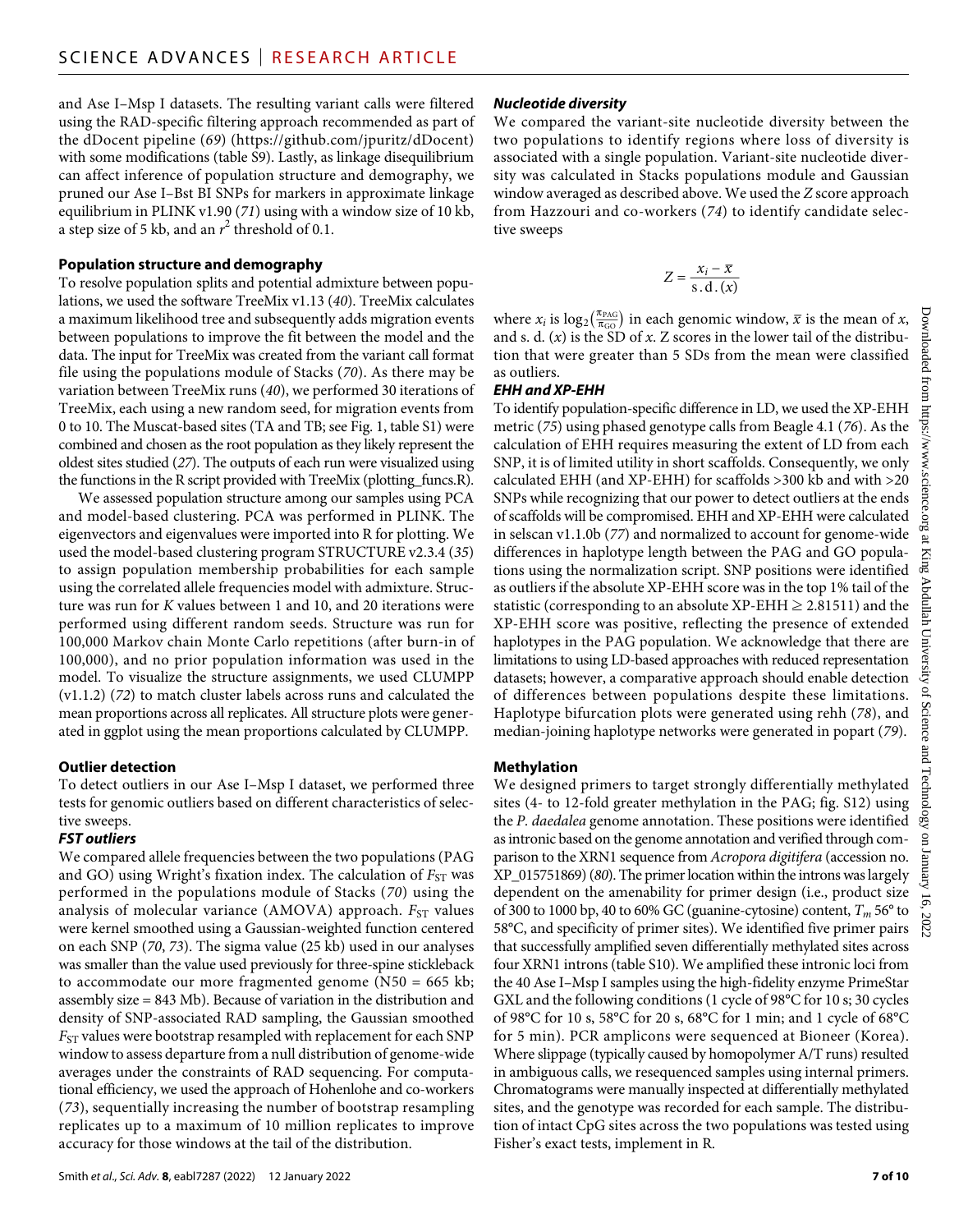and Ase I–Msp I datasets. The resulting variant calls were filtered using the RAD-specific filtering approach recommended as part of the dDocent pipeline (*69*) (https://github.com/jpuritz/dDocent) with some modifications (table S9). Lastly, as linkage disequilibrium can affect inference of population structure and demography, we pruned our Ase I–Bst BI SNPs for markers in approximate linkage equilibrium in PLINK v1.90 (*71*) using with a window size of 10 kb, a step size of 5 kb, and an $r^2$ threshold of 0.1.

### Population structure and demography

To resolve population splits and potential admixture between populations, we used the software TreeMix v1.13 (*40*). TreeMix calculates a maximum likelihood tree and subsequently adds migration events between populations to improve the fit between the model and the data. The input for TreeMix was created from the variant call format file using the populations module of Stacks (*70*). As there may be variation between TreeMix runs (*40*), we performed 30 iterations of TreeMix, each using a new random seed, for migration events from 0 to 10. The Muscat-based sites (TA and TB; see Fig. 1, table S1) were combined and chosen as the root population as they likely represent the oldest sites studied (*27*). The outputs of each run were visualized using the functions in the R script provided with TreeMix (plotting_funcs.R).

We assessed population structure among our samples using PCA and model-based clustering. PCA was performed in PLINK. The eigenvectors and eigenvalues were imported into R for plotting. We used the model-based clustering program STRUCTURE v2.3.4 (*35*) to assign population membership probabilities for each sample using the correlated allele frequencies model with admixture. Structure was run for *K* values between 1 and 10, and 20 iterations were performed using different random seeds. Structure was run for 100,000 Markov chain Monte Carlo repetitions (after burn-in of 100,000), and no prior population information was used in the model. To visualize the structure assignments, we used CLUMPP (v1.1.2) (*72*) to match cluster labels across runs and calculated the mean proportions across all replicates. All structure plots were generated in ggplot using the mean proportions calculated by CLUMPP.

### Outlier detection

To detect outliers in our Ase I–Msp I dataset, we performed three tests for genomic outliers based on different characteristics of selective sweeps.

#### *FST outliers*

We compared allele frequencies between the two populations (PAG and GO) using Wright's fixation index. The calculation of $F_{ST}$ was performed in the populations module of Stacks (*70*) using the analysis of molecular variance (AMOVA) approach. $F_{ST}$ values were kernel smoothed using a Gaussian-weighted function centered on each SNP (*70*, *73*). The sigma value (25 kb) used in our analyses was smaller than the value used previously for three-spine stickleback to accommodate our more fragmented genome (N50 = 665 kb; assembly size = 843 Mb). Because of variation in the distribution and density of SNP-associated RAD sampling, the Gaussian smoothed $F_{ST}$ values were bootstrap resampled with replacement for each SNP window to assess departure from a null distribution of genome-wide averages under the constraints of RAD sequencing. For computational efficiency, we used the approach of Hohenlohe and co-workers (*73*), sequentially increasing the number of bootstrap resampling replicates up to a maximum of 10 million replicates to improve accuracy for those windows at the tail of the distribution.

#### *Nucleotide diversity*

We compared the variant-site nucleotide diversity between the two populations to identify regions where loss of diversity is associated with a single population. Variant-site nucleotide diversity was calculated in Stacks populations module and Gaussian window averaged as described above. We used the *Z* score approach from Hazzouri and co-workers (*74*) to identify candidate selective sweeps

$$Z = \frac{x_i - \bar{x}}{\text{s.d.}(x)}$$

where $x_i$ is $\log_2\left(\frac{\pi_{PAG}}{\pi_{GO}}\right)$ in each genomic window, $\bar{x}$ is the mean of $x$, and s. d. ($x$) is the SD of $x$. Z scores in the lower tail of the distribution that were greater than 5 SDs from the mean were classified as outliers.

#### *EHH and XP-EHH*

To identify population-specific difference in LD, we used the XP-EHH metric (*75*) using phased genotype calls from Beagle 4.1 (*76*). As the calculation of EHH requires measuring the extent of LD from each SNP, it is of limited utility in short scaffolds. Consequently, we only calculated EHH (and XP-EHH) for scaffolds >300 kb and with >20 SNPs while recognizing that our power to detect outliers at the ends of scaffolds will be compromised. EHH and XP-EHH were calculated in selscan v1.1.0b (*77*) and normalized to account for genome-wide differences in haplotype length between the PAG and GO populations using the normalization script. SNP positions were identified as outliers if the absolute XP-EHH score was in the top 1% tail of the statistic (corresponding to an absolute XP-EHH ≥ 2.81511) and the XP-EHH score was positive, reflecting the presence of extended haplotypes in the PAG population. We acknowledge that there are limitations to using LD-based approaches with reduced representation datasets; however, a comparative approach should enable detection of differences between populations despite these limitations. Haplotype bifurcation plots were generated using rehh (*78*), and median-joining haplotype networks were generated in popart (*79*).

### Methylation

We designed primers to target strongly differentially methylated sites (4- to 12-fold greater methylation in the PAG; fig. S12) using the *P. daedalea* genome annotation. These positions were identified as intronic based on the genome annotation and verified through comparison to the XRN1 sequence from *Acropora digitifera* (accession no. XP_015751869) (*80*). The primer location within the introns was largely dependent on the amenability for primer design (i.e., product size of 300 to 1000 bp, 40 to 60% GC (guanine-cytosine) content, $T_m$ 56° to 58°C, and specificity of primer sites). We identified five primer pairs that successfully amplified seven differentially methylated sites across four XRN1 introns (table S10). We amplified these intronic loci from the 40 Ase I–Msp I samples using the high-fidelity enzyme PrimeStar GXL and the following conditions (1 cycle of 98°C for 10 s; 30 cycles of 98°C for 10 s, 58°C for 20 s, 68°C for 1 min; and 1 cycle of 68°C for 5 min). PCR amplicons were sequenced at Bioneer (Korea). Where slippage (typically caused by homopolymer A/T runs) resulted in ambiguous calls, we resequenced samples using internal primers. Chromatograms were manually inspected at differentially methylated sites, and the genotype was recorded for each sample. The distribution of intact CpG sites across the two populations was tested using Fisher's exact tests, implement in R.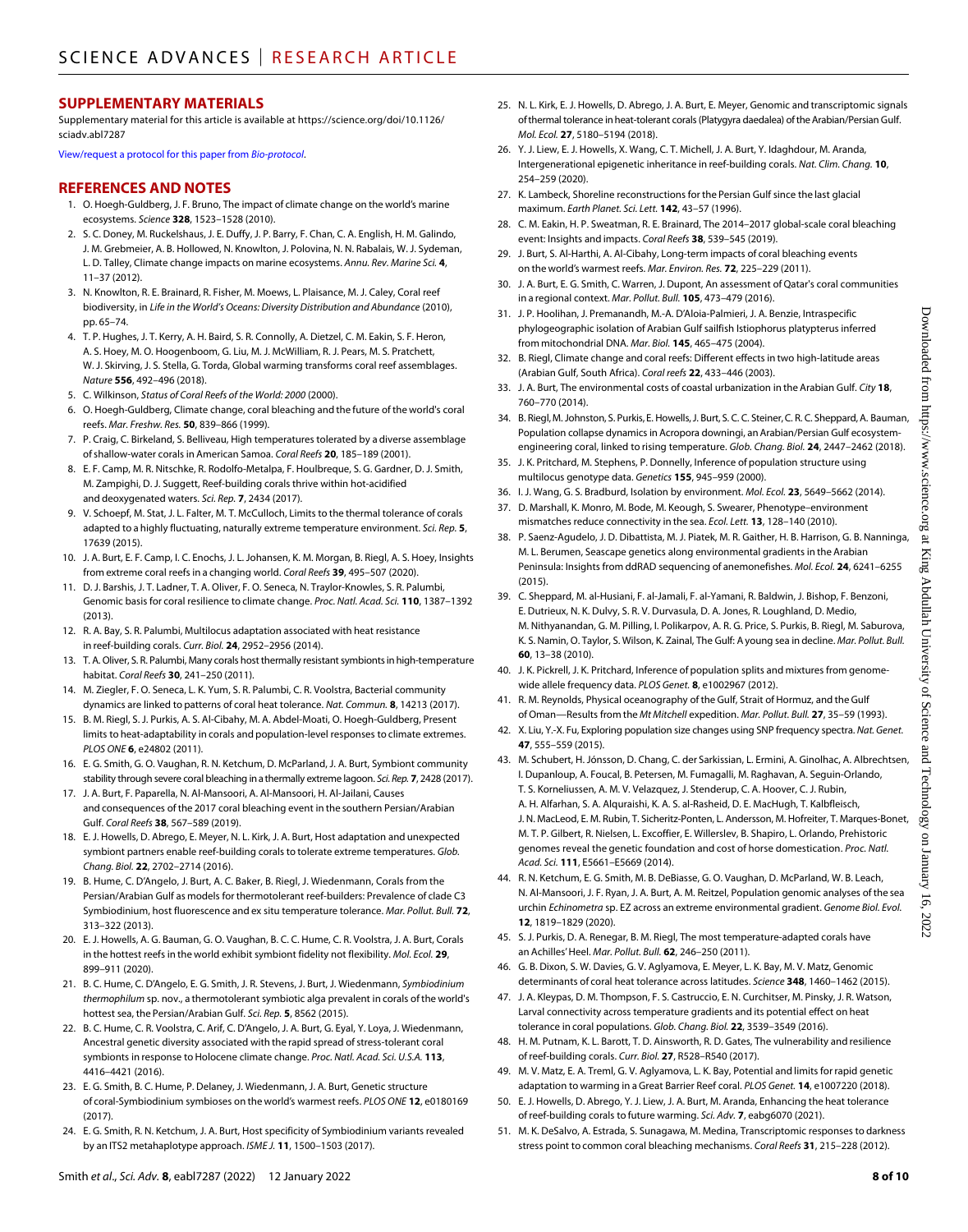## SUPPLEMENTARY MATERIALS

Supplementary material for this article is available at https://science.org/doi/10.1126/sciadv.abl7287

View/request a protocol for this paper from *Bio-protocol*.

## REFERENCES AND NOTES

1. O. Hoegh-Guldberg, J. F. Bruno, The impact of climate change on the world's marine ecosystems. *Science* **328**, 1523–1528 (2010).
2. S. C. Doney, M. Ruckelshaus, J. E. Duffy, J. P. Barry, F. Chan, C. A. English, H. M. Galindo, J. M. Grebmeier, A. B. Hollowed, N. Knowlton, J. Polovina, N. N. Rabalais, W. J. Sydeman, L. D. Talley, Climate change impacts on marine ecosystems. *Annu. Rev. Marine Sci.* **4**, 11–37 (2012).
3. N. Knowlton, R. E. Brainard, R. Fisher, M. Moews, L. Plaisance, M. J. Caley, Coral reef biodiversity, in *Life in the World's Oceans: Diversity Distribution and Abundance* (2010), pp. 65–74.
4. T. P. Hughes, J. T. Kerry, A. H. Baird, S. R. Connolly, A. Dietzel, C. M. Eakin, S. F. Heron, A. S. Hoey, M. O. Hoogenboom, G. Liu, M. J. McWilliam, R. J. Pears, M. S. Pratchett, W. J. Skirving, J. S. Stella, G. Torda, Global warming transforms coral reef assemblages. *Nature* **556**, 492–496 (2018).
5. C. Wilkinson, *Status of Coral Reefs of the World: 2000* (2000).
6. O. Hoegh-Guldberg, Climate change, coral bleaching and the future of the world's coral reefs. *Mar. Freshw. Res.* **50**, 839–866 (1999).
7. P. Craig, C. Birkeland, S. Belliveau, High temperatures tolerated by a diverse assemblage of shallow-water corals in American Samoa. *Coral Reefs* **20**, 185–189 (2001).
8. E. F. Camp, M. R. Nitschke, R. Rodolfo-Metalpa, F. Houlbreque, S. G. Gardner, D. J. Smith, M. Zampighi, D. J. Suggett, Reef-building corals thrive within hot-acidified and deoxygenated waters. *Sci. Rep.* **7**, 2434 (2017).
9. V. Schoepf, M. Stat, J. L. Falter, M. T. McCulloch, Limits to the thermal tolerance of corals adapted to a highly fluctuating, naturally extreme temperature environment. *Sci. Rep.* **5**, 17639 (2015).
10. J. A. Burt, E. F. Camp, I. C. Enochs, J. L. Johansen, K. M. Morgan, B. Riegl, A. S. Hoey, Insights from extreme coral reefs in a changing world. *Coral Reefs* **39**, 495–507 (2020).
11. D. J. Barshis, J. T. Ladner, T. A. Oliver, F. O. Seneca, N. Traylor-Knowles, S. R. Palumbi, Genomic basis for coral resilience to climate change. *Proc. Natl. Acad. Sci.* **110**, 1387–1392 (2013).
12. R. A. Bay, S. R. Palumbi, Multilocus adaptation associated with heat resistance in reef-building corals. *Curr. Biol.* **24**, 2952–2956 (2014).
13. T. A. Oliver, S. R. Palumbi, Many corals host thermally resistant symbionts in high-temperature habitat. *Coral Reefs* **30**, 241–250 (2011).
14. M. Ziegler, F. O. Seneca, L. K. Yum, S. R. Palumbi, C. R. Voolstra, Bacterial community dynamics are linked to patterns of coral heat tolerance. *Nat. Commun.* **8**, 14213 (2017).
15. B. M. Riegl, S. J. Purkis, A. S. Al-Cibahy, M. A. Abdel-Moati, O. Hoegh-Guldberg, Present limits to heat-adaptability in corals and population-level responses to climate extremes. *PLOS ONE* **6**, e24802 (2011).
16. E. G. Smith, G. O. Vaughan, R. N. Ketchum, D. McParland, J. A. Burt, Symbiont community stability through severe coral bleaching in a thermally extreme lagoon. *Sci. Rep.* **7**, 2428 (2017).
17. J. A. Burt, F. Paparella, N. Al-Mansoori, A. Al-Mansoori, H. Al-Jailani, Causes and consequences of the 2017 coral bleaching event in the southern Persian/Arabian Gulf. *Coral Reefs* **38**, 567–589 (2019).
18. E. J. Howells, D. Abrego, E. Meyer, N. L. Kirk, J. A. Burt, Host adaptation and unexpected symbiont partners enable reef-building corals to tolerate extreme temperatures. *Glob. Chang. Biol.* **22**, 2702–2714 (2016).
19. B. Hume, C. D'Angelo, J. Burt, A. C. Baker, B. Riegl, J. Wiedenmann, Corals from the Persian/Arabian Gulf as models for thermotolerant reef-builders: Prevalence of clade C3 Symbiodinium, host fluorescence and ex situ temperature tolerance. *Mar. Pollut. Bull.* **72**, 313–322 (2013).
20. E. J. Howells, A. G. Bauman, G. O. Vaughan, B. C. C. Hume, C. R. Voolstra, J. A. Burt, Corals in the hottest reefs in the world exhibit symbiont fidelity not flexibility. *Mol. Ecol.* **29**, 899–911 (2020).
21. B. C. Hume, C. D'Angelo, E. G. Smith, J. R. Stevens, J. Burt, J. Wiedenmann, *Symbiodinium thermophilum* sp. nov., a thermotolerant symbiotic alga prevalent in corals of the world's hottest sea, the Persian/Arabian Gulf. *Sci. Rep.* **5**, 8562 (2015).
22. B. C. Hume, C. R. Voolstra, C. Arif, C. D'Angelo, J. A. Burt, G. Eyal, Y. Loya, J. Wiedenmann, Ancestral genetic diversity associated with the rapid spread of stress-tolerant coral symbionts in response to Holocene climate change. *Proc. Natl. Acad. Sci. U.S.A.* **113**, 4416–4421 (2016).
23. E. G. Smith, B. C. Hume, P. Delaney, J. Wiedenmann, J. A. Burt, Genetic structure of coral-Symbiodinium symbioses on the world's warmest reefs. *PLOS ONE* **12**, e0180169 (2017).
24. E. G. Smith, R. N. Ketchum, J. A. Burt, Host specificity of Symbiodinium variants revealed by an ITS2 metahaplotype approach. *ISME J.* **11**, 1500–1503 (2017).
25. N. L. Kirk, E. J. Howells, D. Abrego, J. A. Burt, E. Meyer, Genomic and transcriptomic signals of thermal tolerance in heat-tolerant corals (Platygyra daedalea) of the Arabian/Persian Gulf. *Mol. Ecol.* **27**, 5180–5194 (2018).
26. Y. J. Liew, E. J. Howells, X. Wang, C. T. Michell, J. A. Burt, Y. Idaghdour, M. Aranda, Intergenerational epigenetic inheritance in reef-building corals. *Nat. Clim. Chang.* **10**, 254–259 (2020).
27. K. Lambeck, Shoreline reconstructions for the Persian Gulf since the last glacial maximum. *Earth Planet. Sci. Lett.* **142**, 43–57 (1996).
28. C. M. Eakin, H. P. Sweatman, R. E. Brainard, The 2014–2017 global-scale coral bleaching event: Insights and impacts. *Coral Reefs* **38**, 539–545 (2019).
29. J. Burt, S. Al-Harthi, A. Al-Cibahy, Long-term impacts of coral bleaching events on the world's warmest reefs. *Mar. Environ. Res.* **72**, 225–229 (2011).
30. J. A. Burt, E. G. Smith, C. Warren, J. Dupont, An assessment of Qatar's coral communities in a regional context. *Mar. Pollut. Bull.* **105**, 473–479 (2016).
31. J. P. Hoolihan, J. Premanandh, M.-A. D'Aloia-Palmieri, J. A. Benzie, Intraspecific phylogeographic isolation of Arabian Gulf sailfish Istiophorus platypterus inferred from mitochondrial DNA. *Mar. Biol.* **145**, 465–475 (2004).
32. B. Riegl, Climate change and coral reefs: Different effects in two high-latitude areas (Arabian Gulf, South Africa). *Coral reefs* **22**, 433–446 (2003).
33. J. A. Burt, The environmental costs of coastal urbanization in the Arabian Gulf. *City* **18**, 760–770 (2014).
34. B. Riegl, M. Johnston, S. Purkis, E. Howells, J. Burt, S. C. C. Steiner, C. R. C. Sheppard, A. Bauman, Population collapse dynamics in Acropora downingi, an Arabian/Persian Gulf ecosystem-engineering coral, linked to rising temperature. *Glob. Chang. Biol.* **24**, 2447–2462 (2018).
35. J. K. Pritchard, M. Stephens, P. Donnelly, Inference of population structure using multilocus genotype data. *Genetics* **155**, 945–959 (2000).
36. I. J. Wang, G. S. Bradburd, Isolation by environment. *Mol. Ecol.* **23**, 5649–5662 (2014).
37. D. Marshall, K. Monro, M. Bode, M. Keough, S. Swearer, Phenotype–environment mismatches reduce connectivity in the sea. *Ecol. Lett.* **13**, 128–140 (2010).
38. P. Saenz-Agudelo, J. D. Dibattista, M. J. Piatek, M. R. Gaither, H. B. Harrison, G. B. Nanninga, M. L. Berumen, Seascape genetics along environmental gradients in the Arabian Peninsula: Insights from ddRAD sequencing of anemonefishes. *Mol. Ecol.* **24**, 6241–6255 (2015).
39. C. Sheppard, M. al-Husiani, F. al-Jamali, F. al-Yamani, R. Baldwin, J. Bishop, F. Benzoni, E. Dutrieux, N. K. Dulvy, S. R. V. Durvasula, D. A. Jones, R. Loughland, D. Medio, M. Nithyanandan, G. M. Pilling, I. Polikarpov, A. R. G. Price, S. Purkis, B. Riegl, M. Saburova, K. S. Namin, O. Taylor, S. Wilson, K. Zainal, The Gulf: A young sea in decline. *Mar. Pollut. Bull.* **60**, 13–38 (2010).
40. J. K. Pickrell, J. K. Pritchard, Inference of population splits and mixtures from genome-wide allele frequency data. *PLOS Genet.* **8**, e1002967 (2012).
41. R. M. Reynolds, Physical oceanography of the Gulf, Strait of Hormuz, and the Gulf of Oman—Results from the *Mt Mitchell* expedition. *Mar. Pollut. Bull.* **27**, 35–59 (1993).
42. X. Liu, Y.-X. Fu, Exploring population size changes using SNP frequency spectra. *Nat. Genet.* **47**, 555–559 (2015).
43. M. Schubert, H. Jónsson, D. Chang, C. der Sarkissian, L. Ermini, A. Ginolhac, A. Albrechtsen, I. Dupanloup, A. Foucal, B. Petersen, M. Fumagalli, M. Raghavan, A. Seguin-Orlando, T. S. Korneliussen, A. M. V. Velazquez, J. Stenderup, C. A. Hoover, C. J. Rubin, A. H. Alfarhan, S. A. Alquraishi, K. A. S. al-Rasheid, D. E. MacHugh, T. Kalbfleisch, J. N. MacLeod, E. M. Rubin, T. Sicheritz-Ponten, L. Andersson, M. Hofreiter, T. Marques-Bonet, M. T. P. Gilbert, R. Nielsen, L. Excoffier, E. Willerslev, B. Shapiro, L. Orlando, Prehistoric genomes reveal the genetic foundation and cost of horse domestication. *Proc. Natl. Acad. Sci.* **111**, E5661–E5669 (2014).
44. R. N. Ketchum, E. G. Smith, M. B. DeBiasse, G. O. Vaughan, D. McParland, W. B. Leach, N. Al-Mansoori, J. F. Ryan, J. A. Burt, A. M. Reitzel, Population genomic analyses of the sea urchin *Echinometra* sp. EZ across an extreme environmental gradient. *Genome Biol. Evol.* **12**, 1819–1829 (2020).
45. S. J. Purkis, D. A. Renegar, B. M. Riegl, The most temperature-adapted corals have an Achilles' Heel. *Mar. Pollut. Bull.* **62**, 246–250 (2011).
46. G. B. Dixon, S. W. Davies, G. V. Aglyamova, E. Meyer, L. K. Bay, M. V. Matz, Genomic determinants of coral heat tolerance across latitudes. *Science* **348**, 1460–1462 (2015).
47. J. A. Kleypas, D. M. Thompson, F. S. Castruccio, E. N. Curchitser, M. Pinsky, J. R. Watson, Larval connectivity across temperature gradients and its potential effect on heat tolerance in coral populations. *Glob. Chang. Biol.* **22**, 3539–3549 (2016).
48. H. M. Putnam, K. L. Barott, T. D. Ainsworth, R. D. Gates, The vulnerability and resilience of reef-building corals. *Curr. Biol.* **27**, R528–R540 (2017).
49. M. V. Matz, E. A. Treml, G. V. Aglyamova, L. K. Bay, Potential and limits for rapid genetic adaptation to warming in a Great Barrier Reef coral. *PLOS Genet.* **14**, e1007220 (2018).
50. E. J. Howells, D. Abrego, Y. J. Liew, J. A. Burt, M. Aranda, Enhancing the heat tolerance of reef-building corals to future warming. *Sci. Adv.* **7**, eabg6070 (2021).
51. M. K. DeSalvo, A. Estrada, S. Sunagawa, M. Medina, Transcriptomic responses to darkness stress point to common coral bleaching mechanisms. *Coral Reefs* **31**, 215–228 (2012).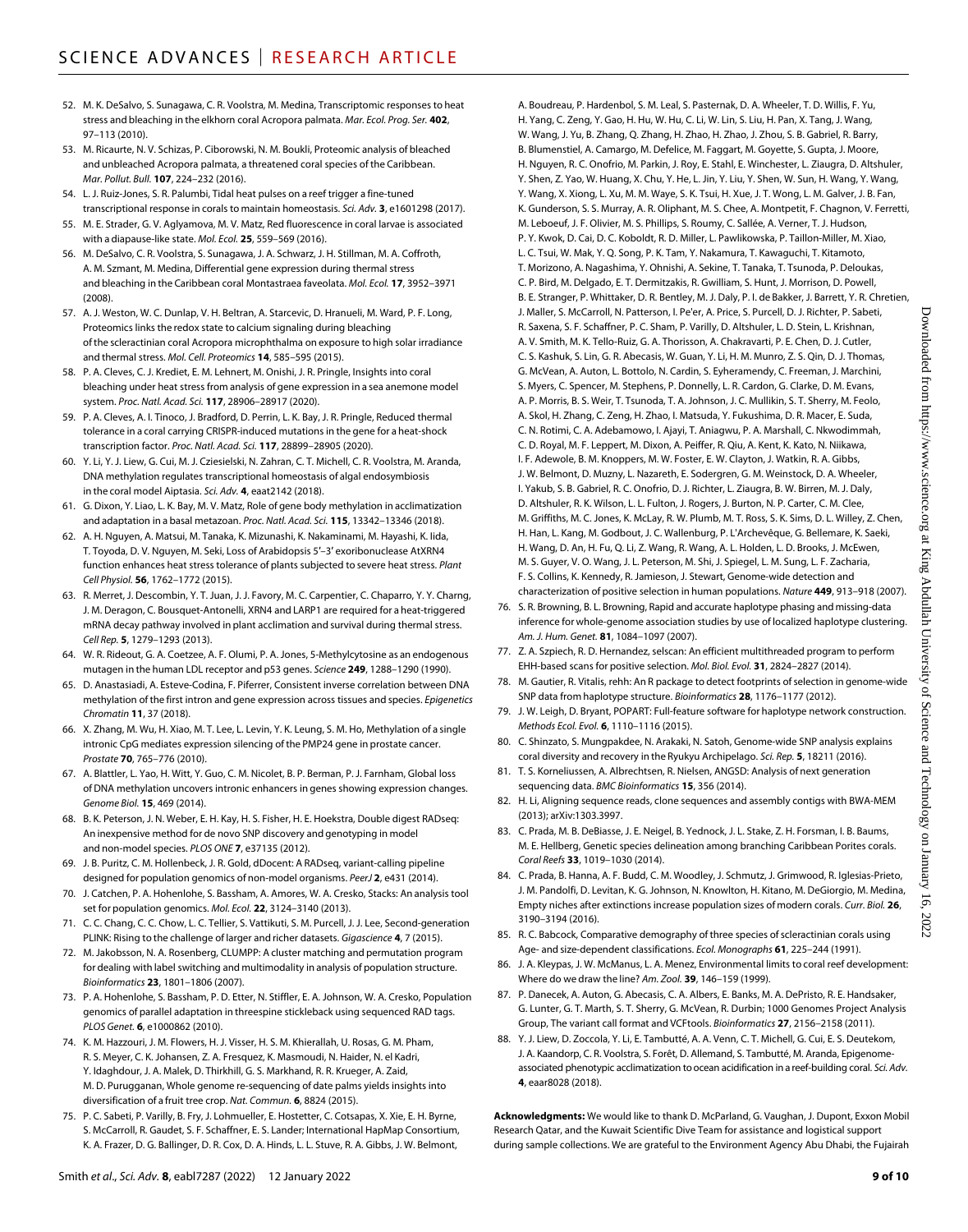52. M. K. DeSalvo, S. Sunagawa, C. R. Voolstra, M. Medina, Transcriptomic responses to heat stress and bleaching in the elkhorn coral Acropora palmata. *Mar. Ecol. Prog. Ser.* **402**, 97–113 (2010).
53. M. Ricaurte, N. V. Schizas, P. Ciborowski, N. M. Boukli, Proteomic analysis of bleached and unbleached Acropora palmata, a threatened coral species of the Caribbean. *Mar. Pollut. Bull.* **107**, 224–232 (2016).
54. L. J. Ruiz-Jones, S. R. Palumbi, Tidal heat pulses on a reef trigger a fine-tuned transcriptional response in corals to maintain homeostasis. *Sci. Adv.* **3**, e1601298 (2017).
55. M. E. Strader, G. V. Aglyamova, M. V. Matz, Red fluorescence in coral larvae is associated with a diapause-like state. *Mol. Ecol.* **25**, 559–569 (2016).
56. M. DeSalvo, C. R. Voolstra, S. Sunagawa, J. A. Schwarz, J. H. Stillman, M. A. Coffroth, A. M. Szmant, M. Medina, Differential gene expression during thermal stress and bleaching in the Caribbean coral Montastraea faveolata. *Mol. Ecol.* **17**, 3952–3971 (2008).
57. A. J. Weston, W. C. Dunlap, V. H. Beltran, A. Starcevic, D. Hranueli, M. Ward, P. F. Long, Proteomics links the redox state to calcium signaling during bleaching of the scleractinian coral Acropora microphthalma on exposure to high solar irradiance and thermal stress. *Mol. Cell. Proteomics* **14**, 585–595 (2015).
58. P. A. Cleves, C. J. Krediet, E. M. Lehnert, M. Onishi, J. R. Pringle, Insights into coral bleaching under heat stress from analysis of gene expression in a sea anemone model system. *Proc. Natl. Acad. Sci.* **117**, 28906–28917 (2020).
59. P. A. Cleves, A. I. Tinoco, J. Bradford, D. Perrin, L. K. Bay, J. R. Pringle, Reduced thermal tolerance in a coral carrying CRISPR-induced mutations in the gene for a heat-shock transcription factor. *Proc. Natl. Acad. Sci.* **117**, 28899–28905 (2020).
60. Y. Li, Y. J. Liew, G. Cui, M. J. Cziesielski, N. Zahran, C. T. Michell, C. R. Voolstra, M. Aranda, DNA methylation regulates transcriptional homeostasis of algal endosymbiosis in the coral model Aiptasia. *Sci. Adv.* **4**, eaat2142 (2018).
61. G. Dixon, Y. Liao, L. K. Bay, M. V. Matz, Role of gene body methylation in acclimatization and adaptation in a basal metazoan. *Proc. Natl. Acad. Sci.* **115**, 13342–13346 (2018).
62. A. H. Nguyen, A. Matsui, M. Tanaka, K. Mizunashi, K. Nakaminami, M. Hayashi, K. Iida, T. Toyoda, D. V. Nguyen, M. Seki, Loss of Arabidopsis 5′–3′ exoribonuclease AtXRN4 function enhances heat stress tolerance of plants subjected to severe heat stress. *Plant Cell Physiol.* **56**, 1762–1772 (2015).
63. R. Merret, J. Descombin, Y. T. Juan, J. J. Favory, M. C. Carpentier, C. Chaparro, Y. Y. Charng, J. M. Deragon, C. Bousquet-Antonelli, XRN4 and LARP1 are required for a heat-triggered mRNA decay pathway involved in plant acclimation and survival during thermal stress. *Cell Rep.* **5**, 1279–1293 (2013).
64. W. R. Rideout, G. A. Coetzee, A. F. Olumi, P. A. Jones, 5-Methylcytosine as an endogenous mutagen in the human LDL receptor and p53 genes. *Science* **249**, 1288–1290 (1990).
65. D. Anastasiadi, A. Esteve-Codina, F. Piferrer, Consistent inverse correlation between DNA methylation of the first intron and gene expression across tissues and species. *Epigenetics Chromatin* **11**, 37 (2018).
66. X. Zhang, M. Wu, H. Xiao, M. T. Lee, L. Levin, Y. K. Leung, S. M. Ho, Methylation of a single intronic CpG mediates expression silencing of the PMP24 gene in prostate cancer. *Prostate* **70**, 765–776 (2010).
67. A. Blattler, L. Yao, H. Witt, Y. Guo, C. M. Nicolet, B. P. Berman, P. J. Farnham, Global loss of DNA methylation uncovers intronic enhancers in genes showing expression changes. *Genome Biol.* **15**, 469 (2014).
68. B. K. Peterson, J. N. Weber, E. H. Kay, H. S. Fisher, H. E. Hoekstra, Double digest RADseq: An inexpensive method for de novo SNP discovery and genotyping in model and non-model species. *PLOS ONE* **7**, e37135 (2012).
69. J. B. Puritz, C. M. Hollenbeck, J. R. Gold, dDocent: A RADseq, variant-calling pipeline designed for population genomics of non-model organisms. *PeerJ* **2**, e431 (2014).
70. J. Catchen, P. A. Hohenlohe, S. Bassham, A. Amores, W. A. Cresko, Stacks: An analysis tool set for population genomics. *Mol. Ecol.* **22**, 3124–3140 (2013).
71. C. C. Chang, C. C. Chow, L. C. Tellier, S. Vattikuti, S. M. Purcell, J. J. Lee, Second-generation PLINK: Rising to the challenge of larger and richer datasets. *Gigascience* **4**, 7 (2015).
72. M. Jakobsson, N. A. Rosenberg, CLUMPP: A cluster matching and permutation program for dealing with label switching and multimodality in analysis of population structure. *Bioinformatics* **23**, 1801–1806 (2007).
73. P. A. Hohenlohe, S. Bassham, P. D. Etter, N. Stiffler, E. A. Johnson, W. A. Cresko, Population genomics of parallel adaptation in threespine stickleback using sequenced RAD tags. *PLOS Genet.* **6**, e1000862 (2010).
74. K. M. Hazzouri, J. M. Flowers, H. J. Visser, H. S. M. Khierallah, U. Rosas, G. M. Pham, R. S. Meyer, C. K. Johansen, Z. A. Fresquez, K. Masmoudi, N. Haider, N. el Kadri, Y. Idaghdour, J. A. Malek, D. Thirkhill, G. S. Markhand, R. R. Krueger, A. Zaid, M. D. Purugganan, Whole genome re-sequencing of date palms yields insights into diversification of a fruit tree crop. *Nat. Commun.* **6**, 8824 (2015).
75. P. C. Sabeti, P. Varilly, B. Fry, J. Lohmueller, E. Hostetter, C. Cotsapas, X. Xie, E. H. Byrne, S. McCarroll, R. Gaudet, S. F. Schaffner, E. S. Lander; International HapMap Consortium, K. A. Frazer, D. G. Ballinger, D. R. Cox, D. A. Hinds, L. L. Stuve, R. A. Gibbs, J. W. Belmont, A. Boudreau, P. Hardenbol, S. M. Leal, S. Pasternak, D. A. Wheeler, T. D. Willis, F. Yu, H. Yang, C. Zeng, Y. Gao, H. Hu, W. Hu, C. Li, W. Lin, S. Liu, H. Pan, X. Tang, J. Wang, W. Wang, J. Yu, B. Zhang, Q. Zhang, H. Zhao, H. Zhao, J. Zhou, S. B. Gabriel, R. Barry, B. Blumenstiel, A. Camargo, M. Defelice, M. Faggart, M. Goyette, S. Gupta, J. Moore, H. Nguyen, R. C. Onofrio, M. Parkin, J. Roy, E. Stahl, E. Winchester, L. Ziaugra, D. Altshuler, Y. Shen, Z. Yao, W. Huang, X. Chu, Y. He, L. Jin, Y. Liu, Y. Shen, W. Sun, H. Wang, Y. Wang, Y. Wang, X. Xiong, L. Xu, M. M. Waye, S. K. Tsui, H. Xue, J. T. Wong, L. M. Galver, J. B. Fan, K. Gunderson, S. S. Murray, A. R. Oliphant, M. S. Chee, A. Montpetit, F. Chagnon, V. Ferretti, M. Leboeuf, J. F. Olivier, M. S. Phillips, S. Roumy, C. Sallée, A. Verner, T. J. Hudson, P. Y. Kwok, D. Cai, D. C. Koboldt, R. D. Miller, L. Pawlikowska, P. Taillon-Miller, M. Xiao, L. C. Tsui, W. Mak, Y. Q. Song, P. K. Tam, Y. Nakamura, T. Kawaguchi, T. Kitamoto, T. Morizono, A. Nagashima, Y. Ohnishi, A. Sekine, T. Tanaka, T. Tsunoda, P. Deloukas, C. P. Bird, M. Delgado, E. T. Dermitzakis, R. Gwilliam, S. Hunt, J. Morrison, D. Powell, B. E. Stranger, P. Whittaker, D. R. Bentley, M. J. Daly, P. I. de Bakker, J. Barrett, Y. R. Chretien, J. Maller, S. McCarroll, N. Patterson, I. Pe'er, A. Price, S. Purcell, D. J. Richter, P. Sabeti, R. Saxena, S. F. Schaffner, P. C. Sham, P. Varilly, D. Altshuler, L. D. Stein, L. Krishnan, A. V. Smith, M. K. Tello-Ruiz, G. A. Thorisson, A. Chakravarti, P. E. Chen, D. J. Cutler, C. S. Kashuk, S. Lin, G. R. Abecasis, W. Guan, Y. Li, H. M. Munro, Z. S. Qin, D. J. Thomas, G. McVean, A. Auton, L. Bottolo, N. Cardin, S. Eyheramendy, C. Freeman, J. Marchini, S. Myers, C. Spencer, M. Stephens, P. Donnelly, L. R. Cardon, G. Clarke, D. M. Evans, A. P. Morris, B. S. Weir, T. Tsunoda, T. A. Johnson, J. C. Mullikin, S. T. Sherry, M. Feolo, A. Skol, H. Zhang, C. Zeng, H. Zhao, I. Matsuda, Y. Fukushima, D. R. Macer, E. Suda, C. N. Rotimi, C. A. Adebamowo, I. Ajayi, T. Aniagwu, P. A. Marshall, C. Nkwodimmah, C. D. Royal, M. F. Leppert, M. Dixon, A. Peiffer, R. Qiu, A. Kent, K. Kato, N. Niikawa, I. F. Adewole, B. M. Knoppers, M. W. Foster, E. W. Clayton, J. Watkin, R. A. Gibbs, J. W. Belmont, D. Muzny, L. Nazareth, E. Sodergren, G. M. Weinstock, D. A. Wheeler, I. Yakub, S. B. Gabriel, R. C. Onofrio, D. J. Richter, L. Ziaugra, B. W. Birren, M. J. Daly, D. Altshuler, R. K. Wilson, L. L. Fulton, J. Rogers, J. Burton, N. P. Carter, C. M. Clee, M. Griffiths, M. C. Jones, K. McLay, R. W. Plumb, M. T. Ross, S. K. Sims, D. L. Willey, Z. Chen, H. Han, L. Kang, M. Godbout, J. C. Wallenburg, P. L'Archevêque, G. Bellemare, K. Saeki, H. Wang, D. An, H. Fu, Q. Li, Z. Wang, R. Wang, A. L. Holden, L. D. Brooks, J. McEwen, M. S. Guyer, V. O. Wang, J. L. Peterson, M. Shi, J. Spiegel, L. M. Sung, L. F. Zacharia, F. S. Collins, K. Kennedy, R. Jamieson, J. Stewart, Genome-wide detection and characterization of positive selection in human populations. *Nature* **449**, 913–918 (2007).
76. S. R. Browning, B. L. Browning, Rapid and accurate haplotype phasing and missing-data inference for whole-genome association studies by use of localized haplotype clustering. *Am. J. Hum. Genet.* **81**, 1084–1097 (2007).
77. Z. A. Szpiech, R. D. Hernandez, selscan: An efficient multithreaded program to perform EHH-based scans for positive selection. *Mol. Biol. Evol.* **31**, 2824–2827 (2014).
78. M. Gautier, R. Vitalis, rehh: An R package to detect footprints of selection in genome-wide SNP data from haplotype structure. *Bioinformatics* **28**, 1176–1177 (2012).
79. J. W. Leigh, D. Bryant, POPART: Full-feature software for haplotype network construction. *Methods Ecol. Evol.* **6**, 1110–1116 (2015).
80. C. Shinzato, S. Mungpakdee, N. Arakaki, N. Satoh, Genome-wide SNP analysis explains coral diversity and recovery in the Ryukyu Archipelago. *Sci. Rep.* **5**, 18211 (2016).
81. T. S. Korneliussen, A. Albrechtsen, R. Nielsen, ANGSD: Analysis of next generation sequencing data. *BMC Bioinformatics* **15**, 356 (2014).
82. H. Li, Aligning sequence reads, clone sequences and assembly contigs with BWA-MEM (2013); arXiv:1303.3997.
83. C. Prada, M. B. DeBiasse, J. E. Neigel, B. Yednock, J. L. Stake, Z. H. Forsman, I. B. Baums, M. E. Hellberg, Genetic species delineation among branching Caribbean Porites corals. *Coral Reefs* **33**, 1019–1030 (2014).
84. C. Prada, B. Hanna, A. F. Budd, C. M. Woodley, J. Schmutz, J. Grimwood, R. Iglesias-Prieto, J. M. Pandolfi, D. Levitan, K. G. Johnson, N. Knowlton, H. Kitano, M. DeGiorgio, M. Medina, Empty niches after extinctions increase population sizes of modern corals. *Curr. Biol.* **26**, 3190–3194 (2016).
85. R. C. Babcock, Comparative demography of three species of scleractinian corals using Age- and size-dependent classifications. *Ecol. Monographs* **61**, 225–244 (1991).
86. J. A. Kleypas, J. W. McManus, L. A. Menez, Environmental limits to coral reef development: Where do we draw the line? *Am. Zool.* **39**, 146–159 (1999).
87. P. Danecek, A. Auton, G. Abecasis, C. A. Albers, E. Banks, M. A. DePristo, R. E. Handsaker, G. Lunter, G. T. Marth, S. T. Sherry, G. McVean, R. Durbin; 1000 Genomes Project Analysis Group, The variant call format and VCFtools. *Bioinformatics* **27**, 2156–2158 (2011).
88. Y. J. Liew, D. Zoccola, Y. Li, E. Tambutté, A. A. Venn, C. T. Michell, G. Cui, E. S. Deutekom, J. A. Kaandorp, C. R. Voolstra, S. Forêt, D. Allemand, S. Tambutté, M. Aranda, Epigenome-associated phenotypic acclimatization to ocean acidification in a reef-building coral. *Sci. Adv.* **4**, eaar8028 (2018).

**Acknowledgments:** We would like to thank D. McParland, G. Vaughan, J. Dupont, Exxon Mobil Research Qatar, and the Kuwait Scientific Dive Team for assistance and logistical support during sample collections. We are grateful to the Environment Agency Abu Dhabi, the Fujairah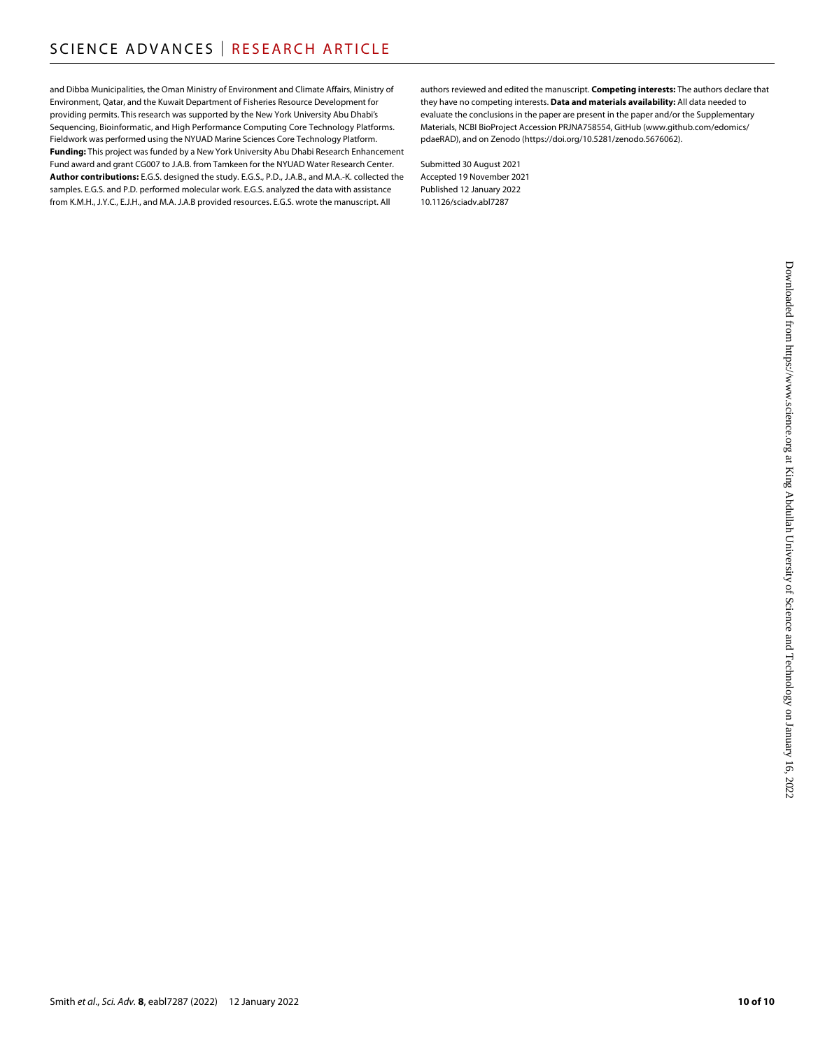and Dibba Municipalities, the Oman Ministry of Environment and Climate Affairs, Ministry of Environment, Qatar, and the Kuwait Department of Fisheries Resource Development for providing permits. This research was supported by the New York University Abu Dhabi's Sequencing, Bioinformatic, and High Performance Computing Core Technology Platforms. Fieldwork was performed using the NYUAD Marine Sciences Core Technology Platform. **Funding:** This project was funded by a New York University Abu Dhabi Research Enhancement Fund award and grant CG007 to J.A.B. from Tamkeen for the NYUAD Water Research Center. **Author contributions:** E.G.S. designed the study. E.G.S., P.D., J.A.B., and M.A.-K. collected the samples. E.G.S. and P.D. performed molecular work. E.G.S. analyzed the data with assistance from K.M.H., J.Y.C., E.J.H., and M.A. J.A.B provided resources. E.G.S. wrote the manuscript. All authors reviewed and edited the manuscript. **Competing interests:** The authors declare that they have no competing interests. **Data and materials availability:** All data needed to evaluate the conclusions in the paper are present in the paper and/or the Supplementary Materials, NCBI BioProject Accession PRJNA758554, GitHub (www.github.com/edomics/pdaeRAD), and on Zenodo (https://doi.org/10.5281/zenodo.5676062).

Submitted 30 August 2021
Accepted 19 November 2021
Published 12 January 2022
10.1126/sciadv.abl7287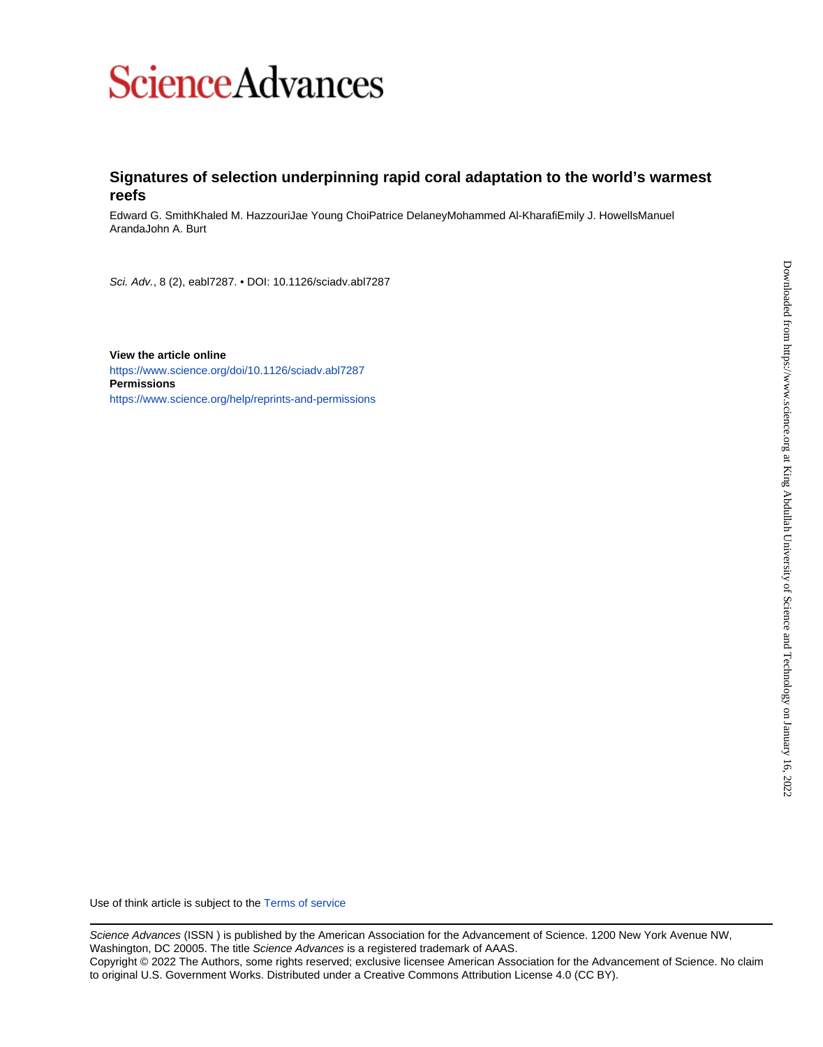# Science Advances

## Signatures of selection underpinning rapid coral adaptation to the world's warmest reefs

Edward G. SmithKhaled M. HazzouriJae Young ChoiPatrice DelaneyMohammed Al-KharafiEmily J. HowellsManuel ArandaJohn A. Burt

*Sci. Adv.*, 8 (2), eabl7287. • DOI: 10.1126/sciadv.abl7287

**View the article online**
https://www.science.org/doi/10.1126/sciadv.abl7287
**Permissions**
https://www.science.org/help/reprints-and-permissions

Downloaded from https://www.science.org at King Abdullah University of Science and Technology on January 16, 2022

Use of think article is subject to the Terms of service

*Science Advances* (ISSN ) is published by the American Association for the Advancement of Science. 1200 New York Avenue NW, Washington, DC 20005. The title *Science Advances* is a registered trademark of AAAS.
Copyright © 2022 The Authors, some rights reserved; exclusive licensee American Association for the Advancement of Science. No claim to original U.S. Government Works. Distributed under a Creative Commons Attribution License 4.0 (CC BY).